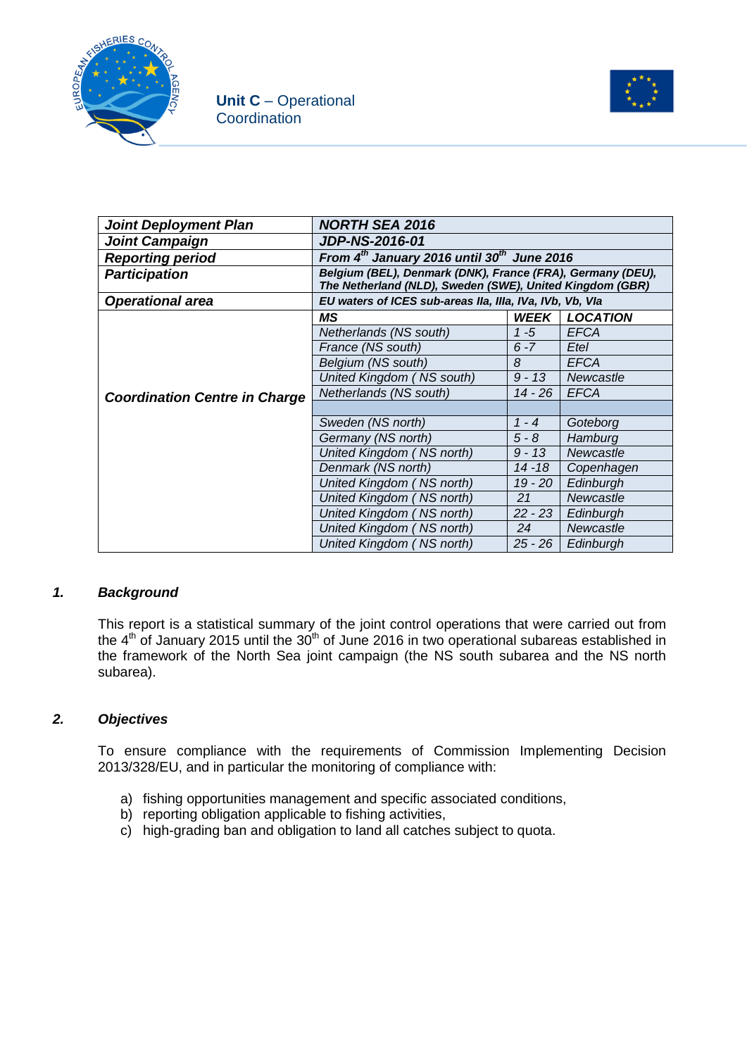**Unit C** – Operational Coordination

| ***Joint Deployment Plan*** | ***NORTH SEA 2016*** | | |
|---|---|---|---|
| ***Joint Campaign*** | ***JDP-NS-2016-01*** | | |
| ***Reporting period*** | ***From 4th January 2016 until 30th June 2016*** | | |
| ***Participation*** | ***Belgium (BEL), Denmark (DNK), France (FRA), Germany (DEU), The Netherland (NLD), Sweden (SWE), United Kingdom (GBR)*** | | |
| ***Operational area*** | ***EU waters of ICES sub-areas IIa, IIIa, IVa, IVb, Vb, VIa*** | | |
| ***Coordination Centre in Charge*** | ***MS*** | ***WEEK*** | ***LOCATION*** |
| | *Netherlands (NS south)* | *1 -5* | *EFCA* |
| | *France (NS south)* | *6 -7* | *Etel* |
| | *Belgium (NS south)* | *8* | *EFCA* |
| | *United Kingdom ( NS south)* | *9 - 13* | *Newcastle* |
| | *Netherlands (NS south)* | *14 - 26* | *EFCA* |
| | | | |
| | *Sweden (NS north)* | *1 - 4* | *Goteborg* |
| | *Germany (NS north)* | *5 - 8* | *Hamburg* |
| | *United Kingdom ( NS north)* | *9 - 13* | *Newcastle* |
| | *Denmark (NS north)* | *14 -18* | *Copenhagen* |
| | *United Kingdom ( NS north)* | *19 - 20* | *Edinburgh* |
| | *United Kingdom ( NS north)* | *21* | *Newcastle* |
| | *United Kingdom ( NS north)* | *22 - 23* | *Edinburgh* |
| | *United Kingdom ( NS north)* | *24* | *Newcastle* |
| | *United Kingdom ( NS north)* | *25 - 26* | *Edinburgh* |

## *1. Background*

This report is a statistical summary of the joint control operations that were carried out from the 4th of January 2015 until the 30th of June 2016 in two operational subareas established in the framework of the North Sea joint campaign (the NS south subarea and the NS north subarea).

## *2. Objectives*

To ensure compliance with the requirements of Commission Implementing Decision 2013/328/EU, and in particular the monitoring of compliance with:

a) fishing opportunities management and specific associated conditions,
b) reporting obligation applicable to fishing activities,
c) high-grading ban and obligation to land all catches subject to quota.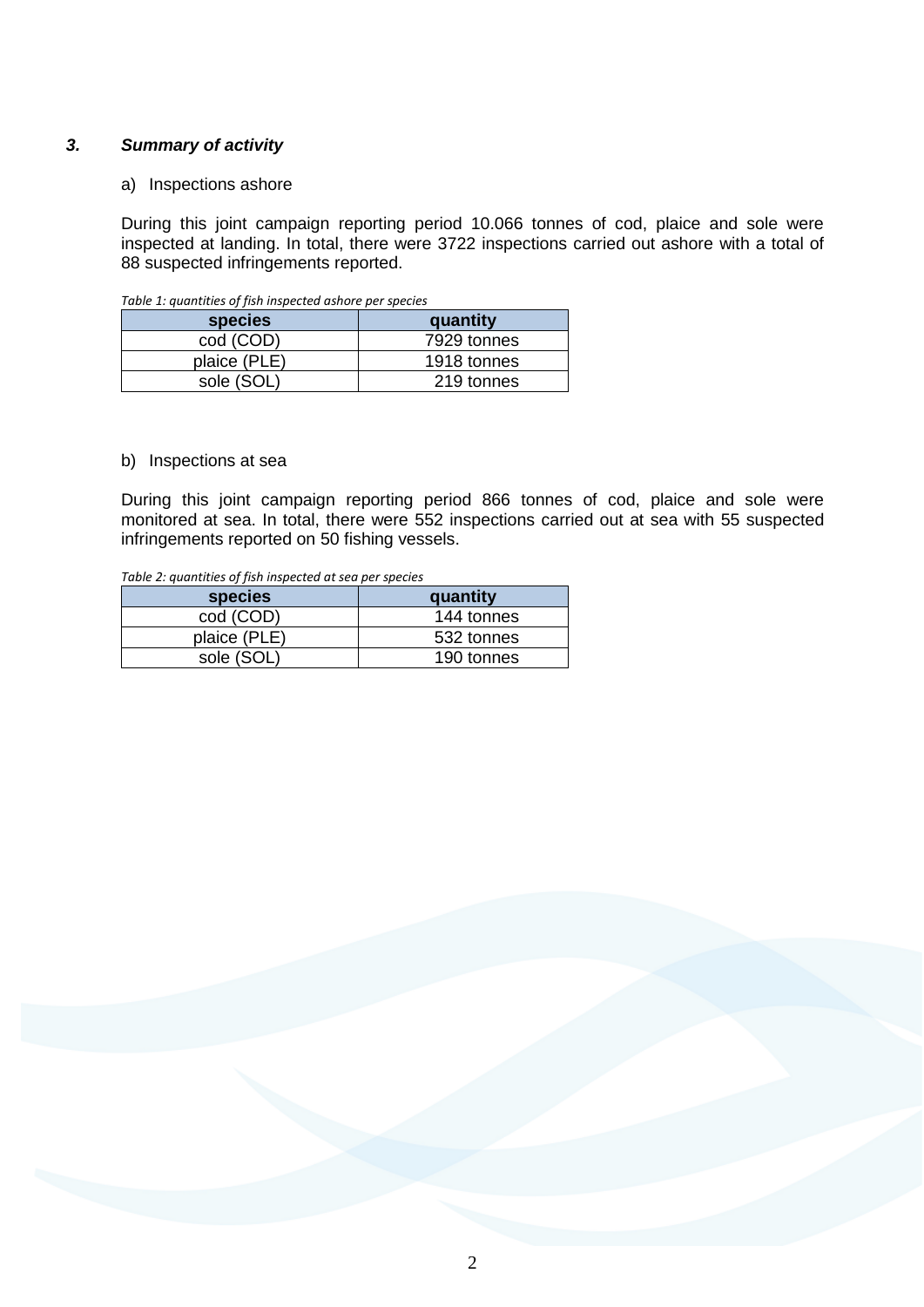### *3. Summary of activity*

a) Inspections ashore

During this joint campaign reporting period 10.066 tonnes of cod, plaice and sole were inspected at landing. In total, there were 3722 inspections carried out ashore with a total of 88 suspected infringements reported.

*Table 1: quantities of fish inspected ashore per species*

| species | quantity |
| --- | --- |
| cod (COD) | 7929 tonnes |
| plaice (PLE) | 1918 tonnes |
| sole (SOL) | 219 tonnes |

b) Inspections at sea

During this joint campaign reporting period 866 tonnes of cod, plaice and sole were monitored at sea. In total, there were 552 inspections carried out at sea with 55 suspected infringements reported on 50 fishing vessels.

*Table 2: quantities of fish inspected at sea per species*

| species | quantity |
| --- | --- |
| cod (COD) | 144 tonnes |
| plaice (PLE) | 532 tonnes |
| sole (SOL) | 190 tonnes |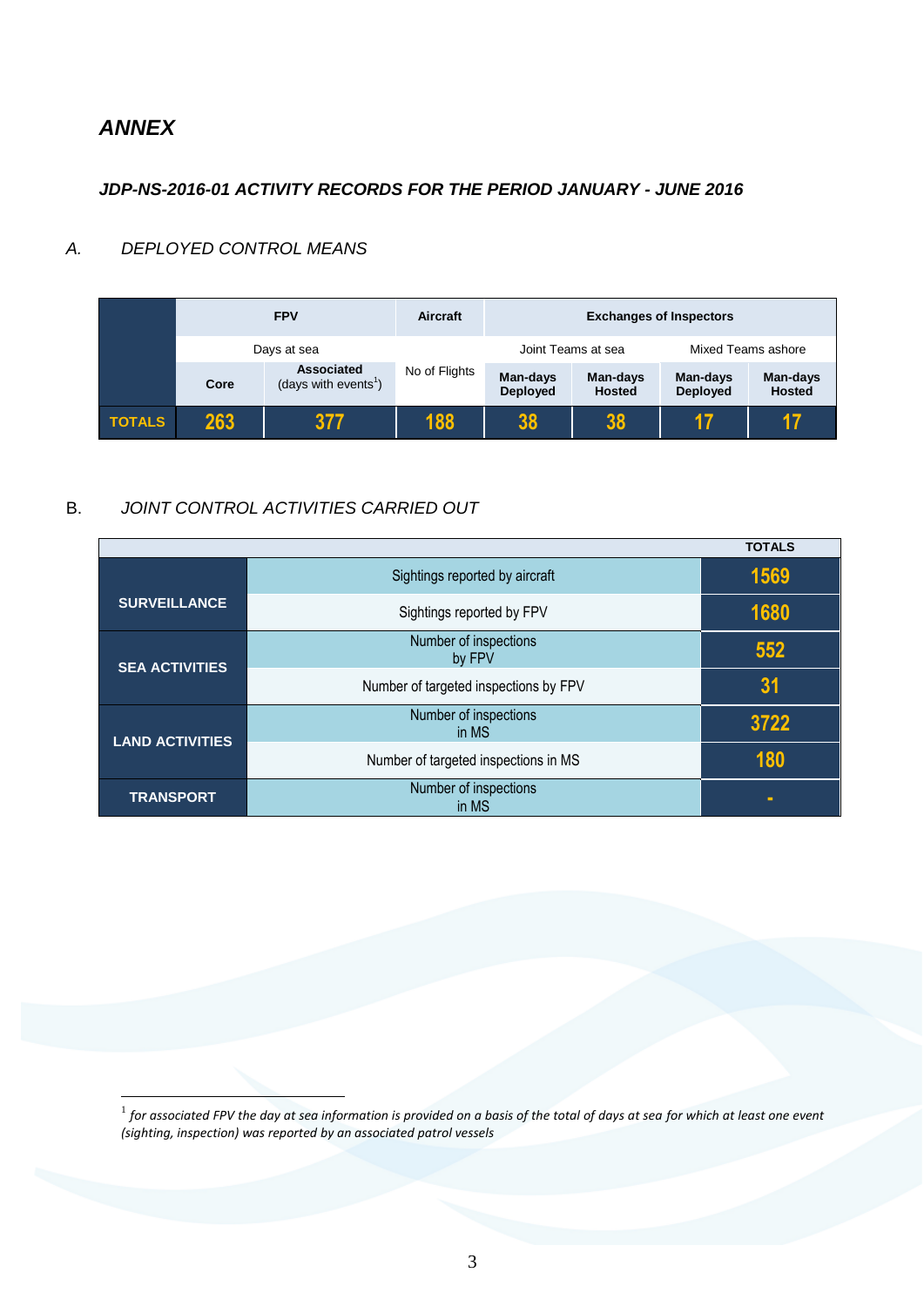## *ANNEX*

### *JDP-NS-2016-01 ACTIVITY RECORDS FOR THE PERIOD JANUARY - JUNE 2016*

*A. DEPLOYED CONTROL MEANS*

| | FPV | | Aircraft | Exchanges of Inspectors | | | |
|---|---|---|---|---|---|---|---|
| | Days at sea | | No of Flights | Joint Teams at sea | | Mixed Teams ashore | |
| | Core | Associated (days with events[1]) | | Man-days Deployed | Man-days Hosted | Man-days Deployed | Man-days Hosted |
| **TOTALS** | 263 | 377 | 188 | 38 | 38 | 17 | 17 |

B. *JOINT CONTROL ACTIVITIES CARRIED OUT*

| | | TOTALS |
|---|---|---|
| **SURVEILLANCE** | Sightings reported by aircraft | 1569 |
| | Sightings reported by FPV | 1680 |
| **SEA ACTIVITIES** | Number of inspections by FPV | 552 |
| | Number of targeted inspections by FPV | 31 |
| **LAND ACTIVITIES** | Number of inspections in MS | 3722 |
| | Number of targeted inspections in MS | 180 |
| **TRANSPORT** | Number of inspections in MS | - |

[1] *for associated FPV the day at sea information is provided on a basis of the total of days at sea for which at least one event (sighting, inspection) was reported by an associated patrol vessels*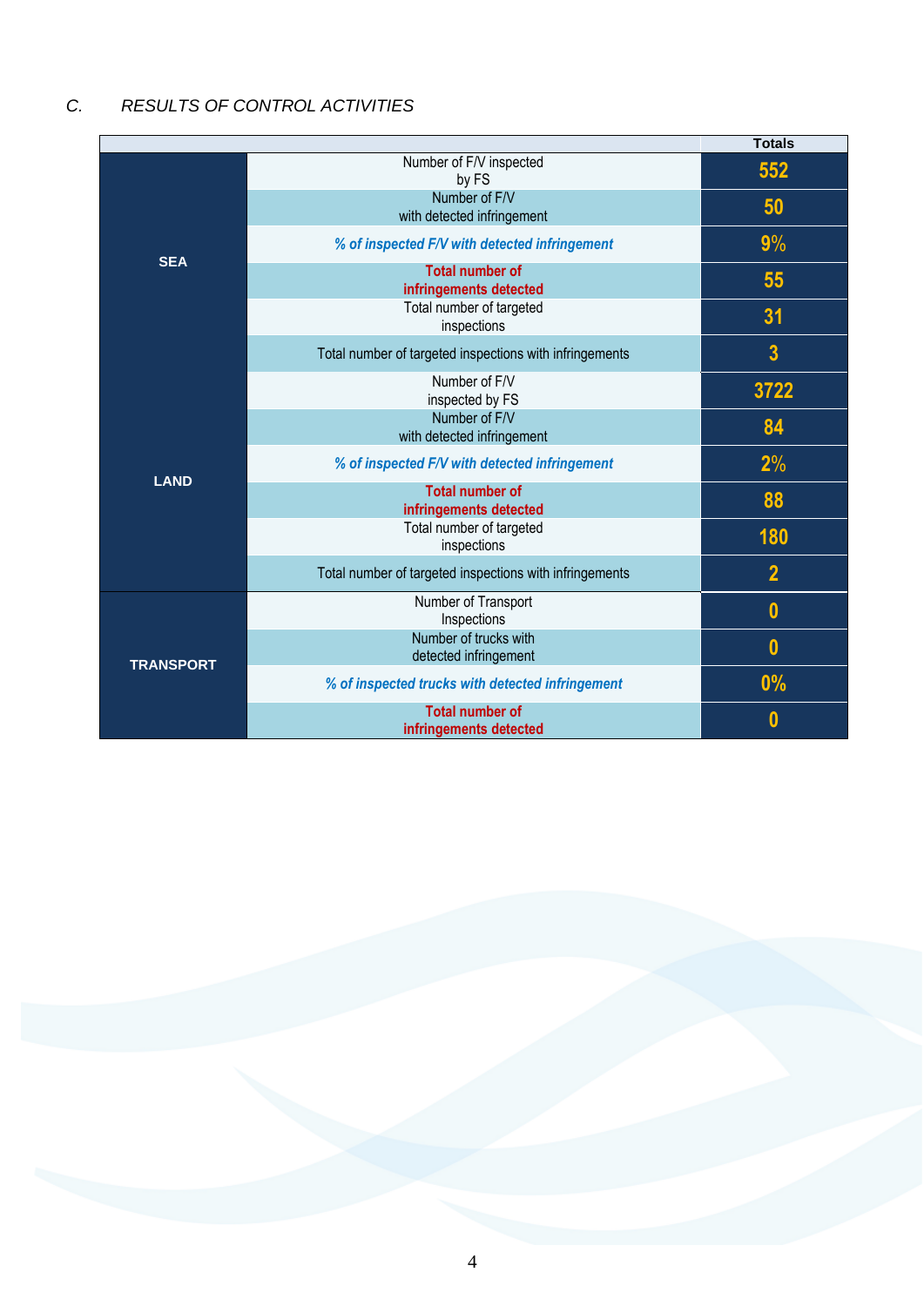## C. *RESULTS OF CONTROL ACTIVITIES*

| | | Totals |
|---|---|---|
| SEA | Number of F/V inspected by FS | 552 |
| | Number of F/V with detected infringement | 50 |
| | *% of inspected F/V with detected infringement* | 9% |
| | **Total number of infringements detected** | 55 |
| | Total number of targeted inspections | 31 |
| | Total number of targeted inspections with infringements | 3 |
| LAND | Number of F/V inspected by FS | 3722 |
| | Number of F/V with detected infringement | 84 |
| | *% of inspected F/V with detected infringement* | 2% |
| | **Total number of infringements detected** | 88 |
| | Total number of targeted inspections | 180 |
| | Total number of targeted inspections with infringements | 2 |
| TRANSPORT | Number of Transport Inspections | 0 |
| | Number of trucks with detected infringement | 0 |
| | *% of inspected trucks with detected infringement* | 0% |
| | **Total number of infringements detected** | 0 |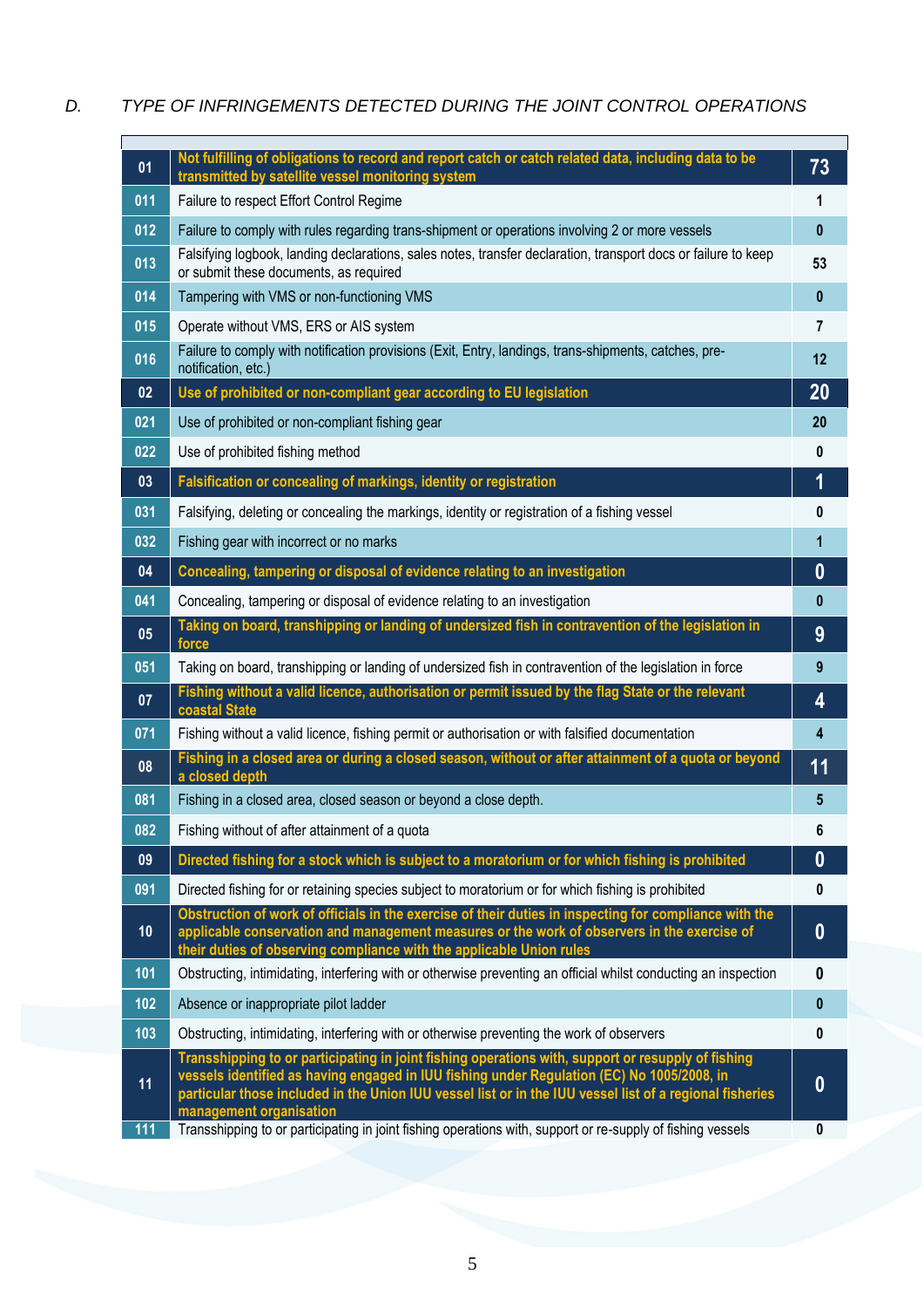## D. *TYPE OF INFRINGEMENTS DETECTED DURING THE JOINT CONTROL OPERATIONS*

| | | |
|---|---|---|
| **01** | **Not fulfilling of obligations to record and report catch or catch related data, including data to be transmitted by satellite vessel monitoring system** | **73** |
| 011 | Failure to respect Effort Control Regime | 1 |
| 012 | Failure to comply with rules regarding trans-shipment or operations involving 2 or more vessels | 0 |
| 013 | Falsifying logbook, landing declarations, sales notes, transfer declaration, transport docs or failure to keep or submit these documents, as required | 53 |
| 014 | Tampering with VMS or non-functioning VMS | 0 |
| 015 | Operate without VMS, ERS or AIS system | 7 |
| 016 | Failure to comply with notification provisions (Exit, Entry, landings, trans-shipments, catches, pre-notification, etc.) | 12 |
| **02** | **Use of prohibited or non-compliant gear according to EU legislation** | **20** |
| 021 | Use of prohibited or non-compliant fishing gear | 20 |
| 022 | Use of prohibited fishing method | 0 |
| **03** | **Falsification or concealing of markings, identity or registration** | **1** |
| 031 | Falsifying, deleting or concealing the markings, identity or registration of a fishing vessel | 0 |
| 032 | Fishing gear with incorrect or no marks | 1 |
| **04** | **Concealing, tampering or disposal of evidence relating to an investigation** | **0** |
| 041 | Concealing, tampering or disposal of evidence relating to an investigation | 0 |
| **05** | **Taking on board, transhipping or landing of undersized fish in contravention of the legislation in force** | **9** |
| 051 | Taking on board, transhipping or landing of undersized fish in contravention of the legislation in force | 9 |
| **07** | **Fishing without a valid licence, authorisation or permit issued by the flag State or the relevant coastal State** | **4** |
| 071 | Fishing without a valid licence, fishing permit or authorisation or with falsified documentation | 4 |
| **08** | **Fishing in a closed area or during a closed season, without or after attainment of a quota or beyond a closed depth** | **11** |
| 081 | Fishing in a closed area, closed season or beyond a close depth. | 5 |
| 082 | Fishing without of after attainment of a quota | 6 |
| **09** | **Directed fishing for a stock which is subject to a moratorium or for which fishing is prohibited** | **0** |
| 091 | Directed fishing for or retaining species subject to moratorium or for which fishing is prohibited | 0 |
| **10** | **Obstruction of work of officials in the exercise of their duties in inspecting for compliance with the applicable conservation and management measures or the work of observers in the exercise of their duties of observing compliance with the applicable Union rules** | **0** |
| 101 | Obstructing, intimidating, interfering with or otherwise preventing an official whilst conducting an inspection | 0 |
| 102 | Absence or inappropriate pilot ladder | 0 |
| 103 | Obstructing, intimidating, interfering with or otherwise preventing the work of observers | 0 |
| **11** | **Transshipping to or participating in joint fishing operations with, support or resupply of fishing vessels identified as having engaged in IUU fishing under Regulation (EC) No 1005/2008, in particular those included in the Union IUU vessel list or in the IUU vessel list of a regional fisheries management organisation** | **0** |
| 111 | Transshipping to or participating in joint fishing operations with, support or re-supply of fishing vessels | 0 |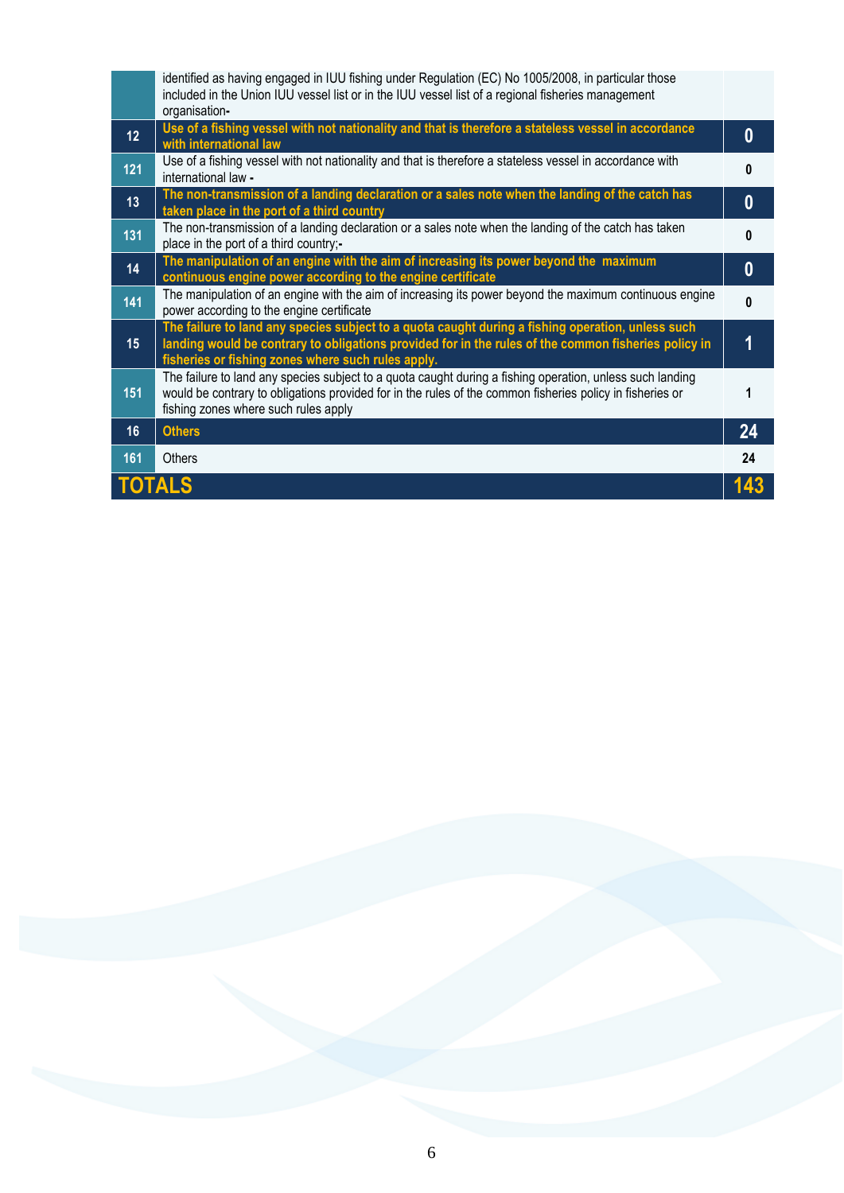| | | |
|---|---|---|
| | identified as having engaged in IUU fishing under Regulation (EC) No 1005/2008, in particular those included in the Union IUU vessel list or in the IUU vessel list of a regional fisheries management organisation- | |
| 12 | **Use of a fishing vessel with not nationality and that is therefore a stateless vessel in accordance with international law** | **0** |
| 121 | Use of a fishing vessel with not nationality and that is therefore a stateless vessel in accordance with international law - | 0 |
| 13 | **The non-transmission of a landing declaration or a sales note when the landing of the catch has taken place in the port of a third country** | **0** |
| 131 | The non-transmission of a landing declaration or a sales note when the landing of the catch has taken place in the port of a third country;- | 0 |
| 14 | **The manipulation of an engine with the aim of increasing its power beyond the maximum continuous engine power according to the engine certificate** | **0** |
| 141 | The manipulation of an engine with the aim of increasing its power beyond the maximum continuous engine power according to the engine certificate | 0 |
| 15 | **The failure to land any species subject to a quota caught during a fishing operation, unless such landing would be contrary to obligations provided for in the rules of the common fisheries policy in fisheries or fishing zones where such rules apply.** | **1** |
| 151 | The failure to land any species subject to a quota caught during a fishing operation, unless such landing would be contrary to obligations provided for in the rules of the common fisheries policy in fisheries or fishing zones where such rules apply | 1 |
| 16 | **Others** | **24** |
| 161 | Others | 24 |
| **TOTALS** | | **143** |